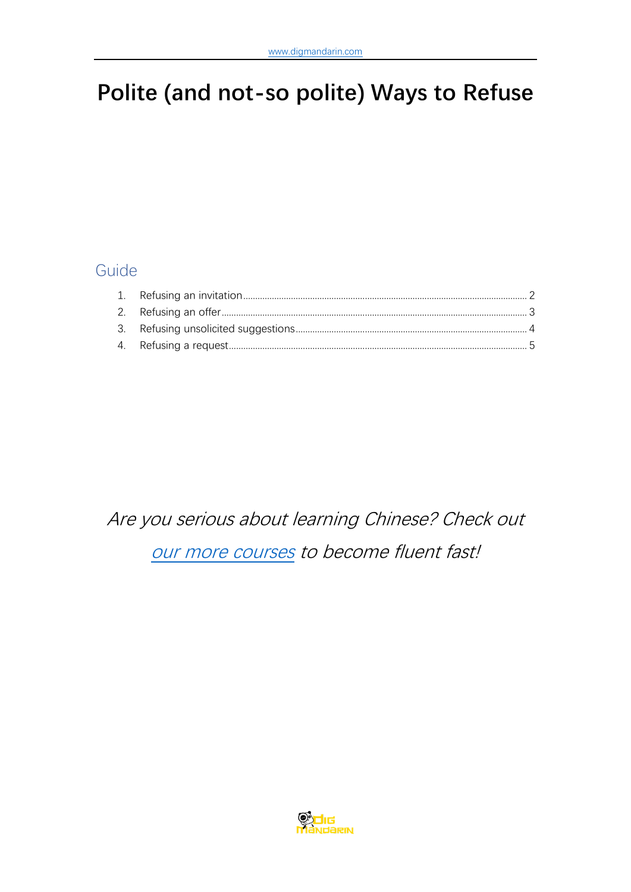# Polite (and not-so polite) Ways to Refuse

## Guide

1. Refusing an invitation ........ 2
2. Refusing an offer ........ 3
3. Refusing unsolicited suggestions ........ 4
4. Refusing a request ........ 5

*Are you serious about learning Chinese? Check out our more courses to become fluent fast!*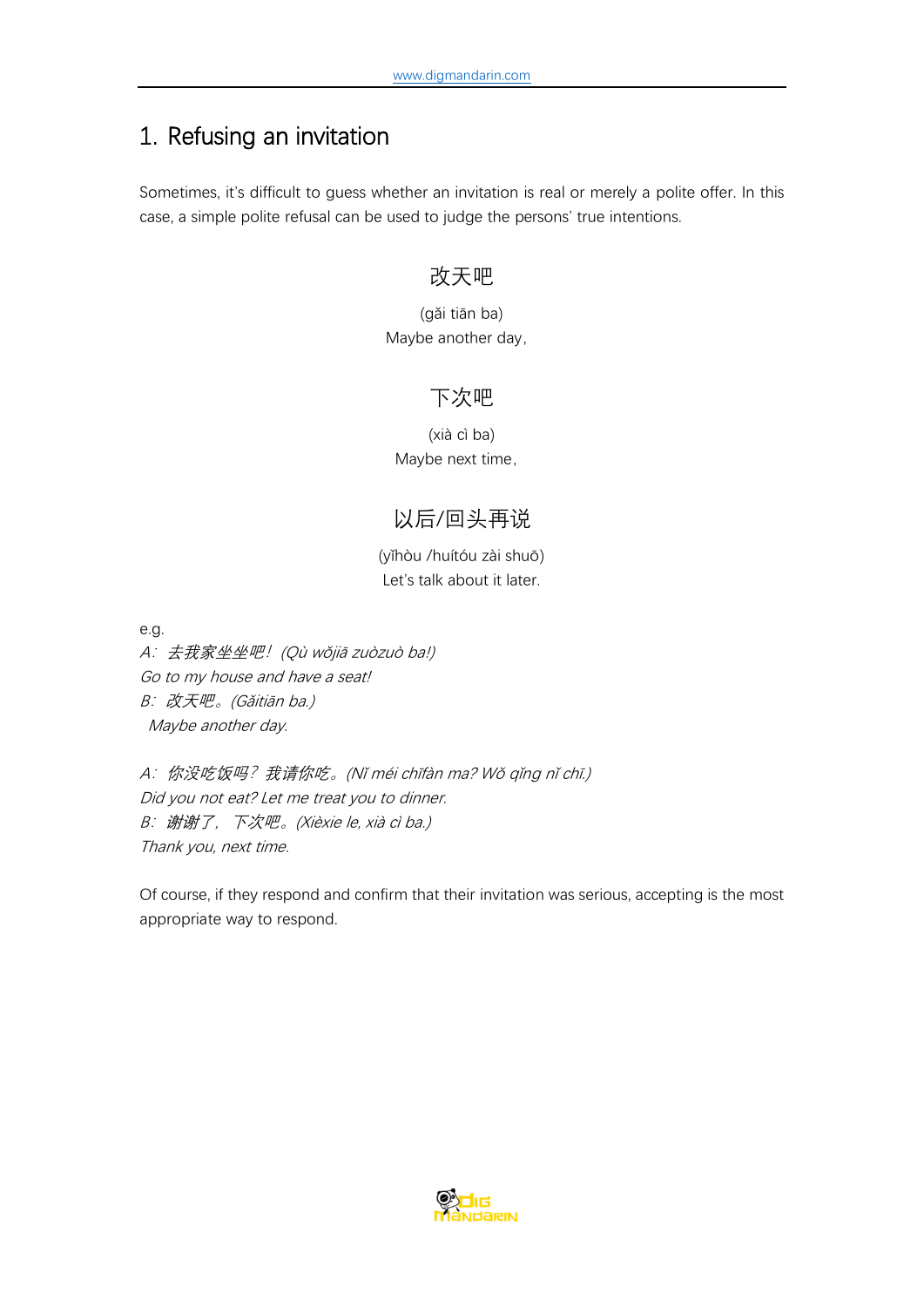# 1. Refusing an invitation

Sometimes, it's difficult to guess whether an invitation is real or merely a polite offer. In this case, a simple polite refusal can be used to judge the persons' true intentions.

改天吧

(gǎi tiān ba)
Maybe another day,

下次吧

(xià cì ba)
Maybe next time,

以后/回头再说

(yǐhòu /huítóu zài shuō)
Let's talk about it later.

e.g.

*A：去我家坐坐吧！(Qù wǒjiā zuòzuò ba!)*
*Go to my house and have a seat!*
*B：改天吧。(Gǎitiān ba.)*
*Maybe another day.*

*A：你没吃饭吗？我请你吃。(Nǐ méi chīfàn ma? Wǒ qǐng nǐ chī.)*
*Did you not eat? Let me treat you to dinner.*
*B：谢谢了，下次吧。(Xièxie le, xià cì ba.)*
*Thank you, next time.*

Of course, if they respond and confirm that their invitation was serious, accepting is the most appropriate way to respond.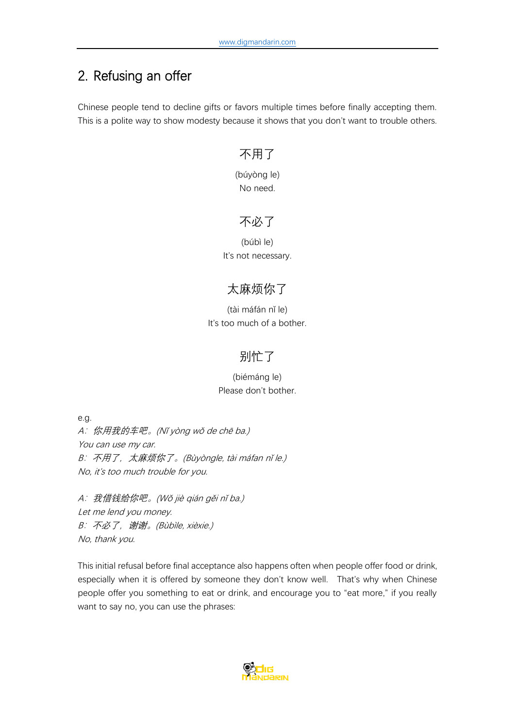## 2. Refusing an offer

Chinese people tend to decline gifts or favors multiple times before finally accepting them. This is a polite way to show modesty because it shows that you don't want to trouble others.

不用了

(búyòng le)

No need.

不必了

(búbì le)

It's not necessary.

太麻烦你了

(tài máfán nǐ le)

It's too much of a bother.

别忙了

(biémáng le)

Please don't bother.

e.g.

*A：你用我的车吧。(Nǐ yòng wǒ de chē ba.)*

*You can use my car.*

*B：不用了，太麻烦你了。(Bùyòngle, tài máfan nǐ le.)*

*No, it's too much trouble for you.*

*A：我借钱给你吧。(Wǒ jiè qián gěi nǐ ba.)*

*Let me lend you money.*

*B：不必了，谢谢。(Bùbìle, xièxie.)*

*No, thank you.*

This initial refusal before final acceptance also happens often when people offer food or drink, especially when it is offered by someone they don't know well. That's why when Chinese people offer you something to eat or drink, and encourage you to "eat more," if you really want to say no, you can use the phrases: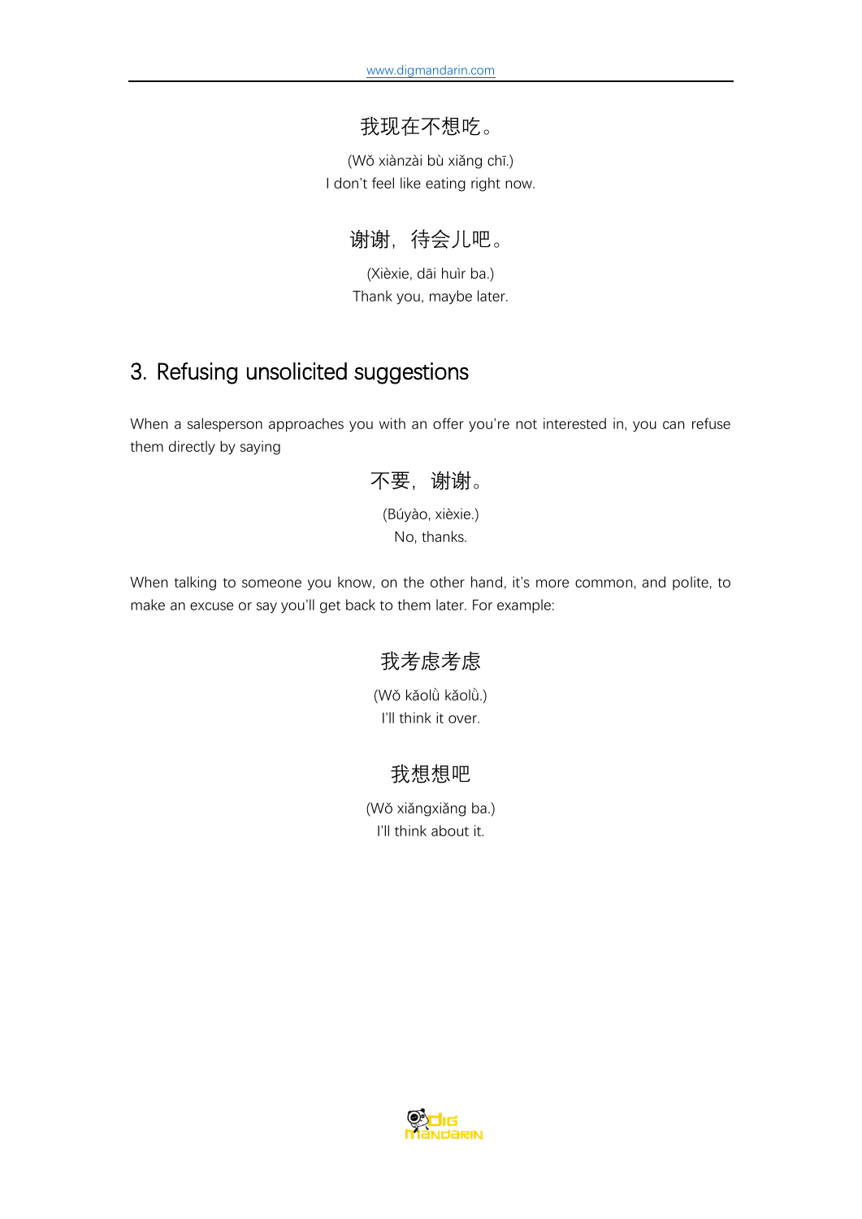我现在不想吃。

(Wǒ xiànzài bù xiǎng chī.)
I don't feel like eating right now.

谢谢，待会儿吧。

(Xièxie, dāi huìr ba.)
Thank you, maybe later.

## 3. Refusing unsolicited suggestions

When a salesperson approaches you with an offer you're not interested in, you can refuse them directly by saying

不要，谢谢。

(Búyào, xièxie.)
No, thanks.

When talking to someone you know, on the other hand, it's more common, and polite, to make an excuse or say you'll get back to them later. For example:

我考虑考虑

(Wǒ kǎolǜ kǎolǜ.)
I'll think it over.

我想想吧

(Wǒ xiǎngxiǎng ba.)
I'll think about it.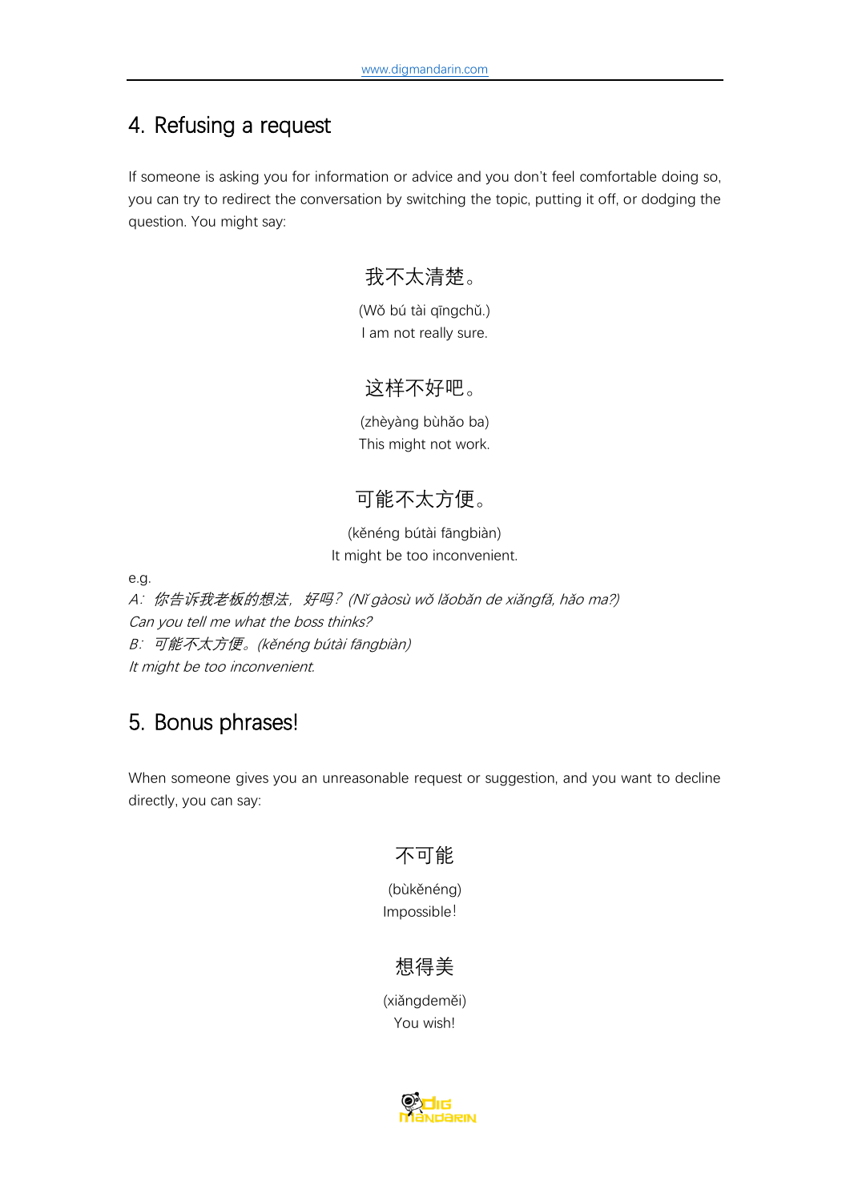## 4. Refusing a request

If someone is asking you for information or advice and you don't feel comfortable doing so, you can try to redirect the conversation by switching the topic, putting it off, or dodging the question. You might say:

我不太清楚。

(Wǒ bú tài qīngchǔ.)
I am not really sure.

这样不好吧。

(zhèyàng bùhǎo ba)
This might not work.

可能不太方便。

(kěnéng bútài fāngbiàn)
It might be too inconvenient.

e.g.
*A：你告诉我老板的想法，好吗？(Nǐ gàosù wǒ lǎobǎn de xiǎngfǎ, hǎo ma?)*
*Can you tell me what the boss thinks?*
*B：可能不太方便。(kěnéng bútài fāngbiàn)*
*It might be too inconvenient.*

## 5. Bonus phrases!

When someone gives you an unreasonable request or suggestion, and you want to decline directly, you can say:

不可能

(bùkěnéng)
Impossible!

想得美

(xiǎngdeměi)
You wish!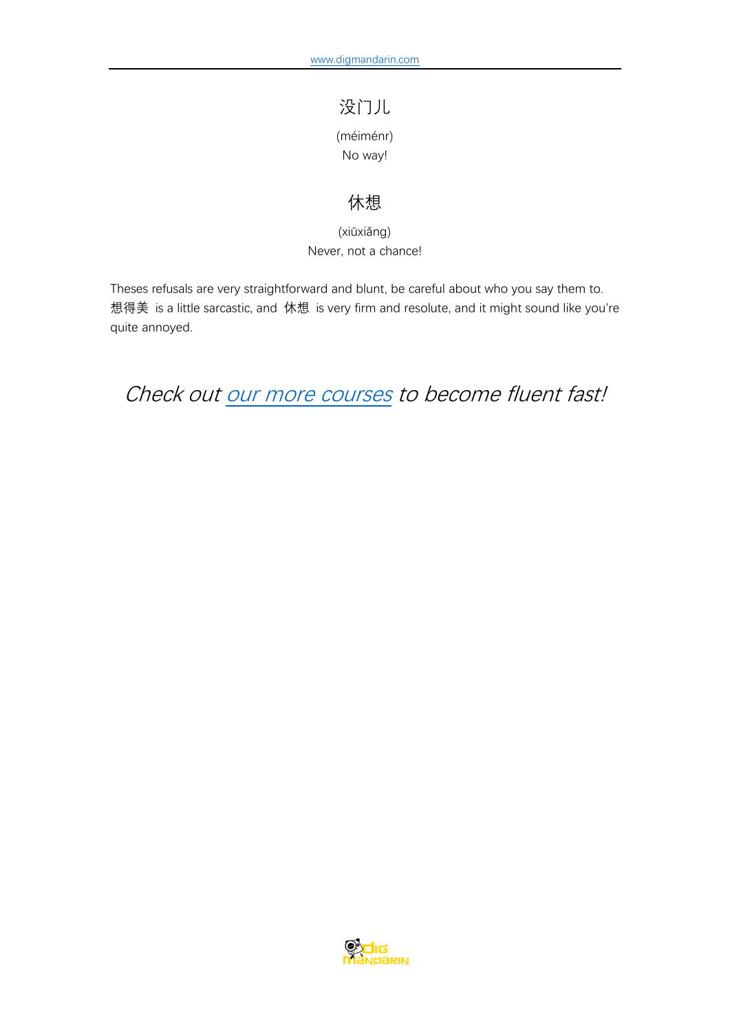## 没门儿

(méiménr)
No way!

## 休想

(xiūxiǎng)
Never, not a chance!

Theses refusals are very straightforward and blunt, be careful about who you say them to. 想得美 is a little sarcastic, and 休想 is very firm and resolute, and it might sound like you're quite annoyed.

*Check out [our more courses](#) to become fluent fast!*